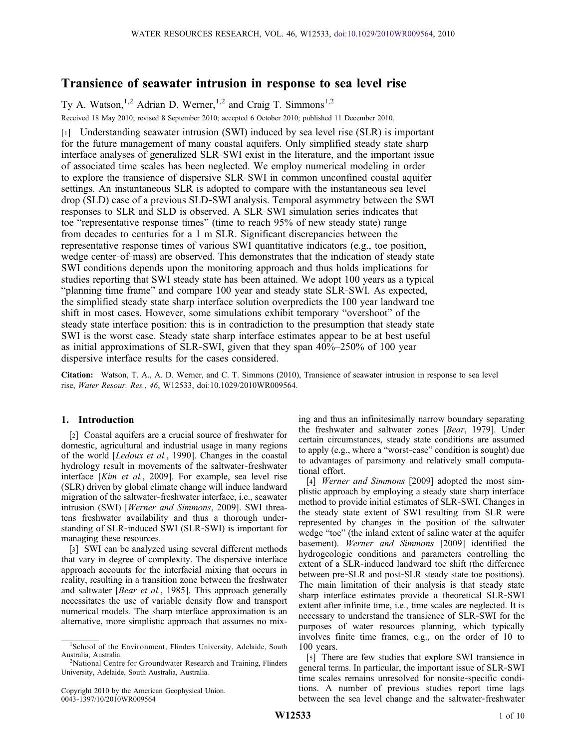# Transience of seawater intrusion in response to sea level rise

Ty A. Watson,[1,2] Adrian D. Werner,[1,2] and Craig T. Simmons[1,2]

Received 18 May 2010; revised 8 September 2010; accepted 6 October 2010; published 11 December 2010.

[1] Understanding seawater intrusion (SWI) induced by sea level rise (SLR) is important for the future management of many coastal aquifers. Only simplified steady state sharp interface analyses of generalized SLR-SWI exist in the literature, and the important issue of associated time scales has been neglected. We employ numerical modeling in order to explore the transience of dispersive SLR-SWI in common unconfined coastal aquifer settings. An instantaneous SLR is adopted to compare with the instantaneous sea level drop (SLD) case of a previous SLD-SWI analysis. Temporal asymmetry between the SWI responses to SLR and SLD is observed. A SLR-SWI simulation series indicates that toe "representative response times" (time to reach 95% of new steady state) range from decades to centuries for a 1 m SLR. Significant discrepancies between the representative response times of various SWI quantitative indicators (e.g., toe position, wedge center-of-mass) are observed. This demonstrates that the indication of steady state SWI conditions depends upon the monitoring approach and thus holds implications for studies reporting that SWI steady state has been attained. We adopt 100 years as a typical "planning time frame" and compare 100 year and steady state SLR-SWI. As expected, the simplified steady state sharp interface solution overpredicts the 100 year landward toe shift in most cases. However, some simulations exhibit temporary "overshoot" of the steady state interface position: this is in contradiction to the presumption that steady state SWI is the worst case. Steady state sharp interface estimates appear to be at best useful as initial approximations of SLR-SWI, given that they span 40%–250% of 100 year dispersive interface results for the cases considered.

**Citation:** Watson, T. A., A. D. Werner, and C. T. Simmons (2010), Transience of seawater intrusion in response to sea level rise, *Water Resour. Res.*, *46*, W12533, doi:10.1029/2010WR009564.

## 1. Introduction

[2] Coastal aquifers are a crucial source of freshwater for domestic, agricultural and industrial usage in many regions of the world [*Ledoux et al.*, 1990]. Changes in the coastal hydrology result in movements of the saltwater-freshwater interface [*Kim et al.*, 2009]. For example, sea level rise (SLR) driven by global climate change will induce landward migration of the saltwater-freshwater interface, i.e., seawater intrusion (SWI) [*Werner and Simmons*, 2009]. SWI threatens freshwater availability and thus a thorough understanding of SLR-induced SWI (SLR-SWI) is important for managing these resources.

[3] SWI can be analyzed using several different methods that vary in degree of complexity. The dispersive interface approach accounts for the interfacial mixing that occurs in reality, resulting in a transition zone between the freshwater and saltwater [*Bear et al.*, 1985]. This approach generally necessitates the use of variable density flow and transport numerical models. The sharp interface approximation is an alternative, more simplistic approach that assumes no mixing and thus an infinitesimally narrow boundary separating the freshwater and saltwater zones [*Bear*, 1979]. Under certain circumstances, steady state conditions are assumed to apply (e.g., where a "worst-case" condition is sought) due to advantages of parsimony and relatively small computational effort.

[4] *Werner and Simmons* [2009] adopted the most simplistic approach by employing a steady state sharp interface method to provide initial estimates of SLR-SWI. Changes in the steady state extent of SWI resulting from SLR were represented by changes in the position of the saltwater wedge "toe" (the inland extent of saline water at the aquifer basement). *Werner and Simmons* [2009] identified the hydrogeologic conditions and parameters controlling the extent of a SLR-induced landward toe shift (the difference between pre-SLR and post-SLR steady state toe positions). The main limitation of their analysis is that steady state sharp interface estimates provide a theoretical SLR-SWI extent after infinite time, i.e., time scales are neglected. It is necessary to understand the transience of SLR-SWI for the purposes of water resources planning, which typically involves finite time frames, e.g., on the order of 10 to 100 years.

[5] There are few studies that explore SWI transience in general terms. In particular, the important issue of SLR-SWI time scales remains unresolved for nonsite-specific conditions. A number of previous studies report time lags between the sea level change and the saltwater-freshwater

[1]School of the Environment, Flinders University, Adelaide, South Australia, Australia.
[2]National Centre for Groundwater Research and Training, Flinders University, Adelaide, South Australia, Australia.

Copyright 2010 by the American Geophysical Union.
0043-1397/10/2010WR009564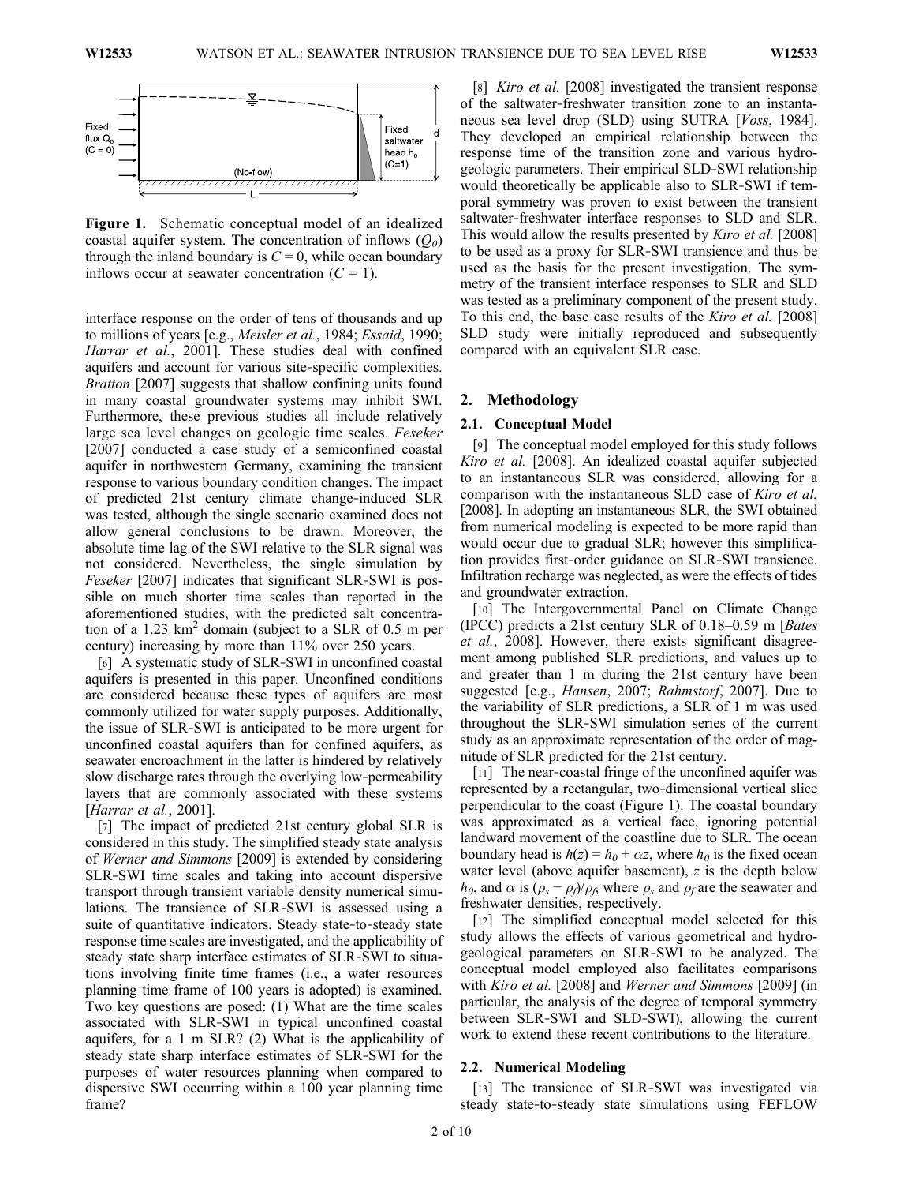Fixed flux $Q_0$ ($C = 0$)

Fixed saltwater head $h_0$ ($C=1$)

(No-flow)

**Figure 1.** Schematic conceptual model of an idealized coastal aquifer system. The concentration of inflows ($Q_0$) through the inland boundary is $C = 0$, while ocean boundary inflows occur at seawater concentration ($C = 1$).

interface response on the order of tens of thousands and up to millions of years [e.g., *Meisler et al.*, 1984; *Essaid*, 1990; *Harrar et al.*, 2001]. These studies deal with confined aquifers and account for various site-specific complexities. *Bratton* [2007] suggests that shallow confining units found in many coastal groundwater systems may inhibit SWI. Furthermore, these previous studies all include relatively large sea level changes on geologic time scales. *Feseker* [2007] conducted a case study of a semiconfined coastal aquifer in northwestern Germany, examining the transient response to various boundary condition changes. The impact of predicted 21st century climate change-induced SLR was tested, although the single scenario examined does not allow general conclusions to be drawn. Moreover, the absolute time lag of the SWI relative to the SLR signal was not considered. Nevertheless, the single simulation by *Feseker* [2007] indicates that significant SLR-SWI is possible on much shorter time scales than reported in the aforementioned studies, with the predicted salt concentration of a 1.23 $km^2$ domain (subject to a SLR of 0.5 m per century) increasing by more than 11% over 250 years.

[6] A systematic study of SLR-SWI in unconfined coastal aquifers is presented in this paper. Unconfined conditions are considered because these types of aquifers are most commonly utilized for water supply purposes. Additionally, the issue of SLR-SWI is anticipated to be more urgent for unconfined coastal aquifers than for confined aquifers, as seawater encroachment in the latter is hindered by relatively slow discharge rates through the overlying low-permeability layers that are commonly associated with these systems [*Harrar et al.*, 2001].

[7] The impact of predicted 21st century global SLR is considered in this study. The simplified steady state analysis of *Werner and Simmons* [2009] is extended by considering SLR-SWI time scales and taking into account dispersive transport through transient variable density numerical simulations. The transience of SLR-SWI is assessed using a suite of quantitative indicators. Steady state-to-steady state response time scales are investigated, and the applicability of steady state sharp interface estimates of SLR-SWI to situations involving finite time frames (i.e., a water resources planning time frame of 100 years is adopted) is examined. Two key questions are posed: (1) What are the time scales associated with SLR-SWI in typical unconfined coastal aquifers, for a 1 m SLR? (2) What is the applicability of steady state sharp interface estimates of SLR-SWI for the purposes of water resources planning when compared to dispersive SWI occurring within a 100 year planning time frame?

[8] *Kiro et al.* [2008] investigated the transient response of the saltwater-freshwater transition zone to an instantaneous sea level drop (SLD) using SUTRA [*Voss*, 1984]. They developed an empirical relationship between the response time of the transition zone and various hydrogeologic parameters. Their empirical SLD-SWI relationship would theoretically be applicable also to SLR-SWI if temporal symmetry was proven to exist between the transient saltwater-freshwater interface responses to SLD and SLR. This would allow the results presented by *Kiro et al.* [2008] to be used as a proxy for SLR-SWI transience and thus be used as the basis for the present investigation. The symmetry of the transient interface responses to SLR and SLD was tested as a preliminary component of the present study. To this end, the base case results of the *Kiro et al.* [2008] SLD study were initially reproduced and subsequently compared with an equivalent SLR case.

## 2. Methodology

### 2.1. Conceptual Model

[9] The conceptual model employed for this study follows *Kiro et al.* [2008]. An idealized coastal aquifer subjected to an instantaneous SLR was considered, allowing for a comparison with the instantaneous SLD case of *Kiro et al.* [2008]. In adopting an instantaneous SLR, the SWI obtained from numerical modeling is expected to be more rapid than would occur due to gradual SLR; however this simplification provides first-order guidance on SLR-SWI transience. Infiltration recharge was neglected, as were the effects of tides and groundwater extraction.

[10] The Intergovernmental Panel on Climate Change (IPCC) predicts a 21st century SLR of 0.18–0.59 m [*Bates et al.*, 2008]. However, there exists significant disagreement among published SLR predictions, and values up to and greater than 1 m during the 21st century have been suggested [e.g., *Hansen*, 2007; *Rahmstorf*, 2007]. Due to the variability of SLR predictions, a SLR of 1 m was used throughout the SLR-SWI simulation series of the current study as an approximate representation of the order of magnitude of SLR predicted for the 21st century.

[11] The near-coastal fringe of the unconfined aquifer was represented by a rectangular, two-dimensional vertical slice perpendicular to the coast (Figure 1). The coastal boundary was approximated as a vertical face, ignoring potential landward movement of the coastline due to SLR. The ocean boundary head is $h(z) = h_0 + \alpha z$, where $h_0$ is the fixed ocean water level (above aquifer basement), $z$ is the depth below $h_0$, and $\alpha$ is $(\rho_s - \rho_f)/\rho_f$, where $\rho_s$ and $\rho_f$ are the seawater and freshwater densities, respectively.

[12] The simplified conceptual model selected for this study allows the effects of various geometrical and hydrogeological parameters on SLR-SWI to be analyzed. The conceptual model employed also facilitates comparisons with *Kiro et al.* [2008] and *Werner and Simmons* [2009] (in particular, the analysis of the degree of temporal symmetry between SLR-SWI and SLD-SWI), allowing the current work to extend these recent contributions to the literature.

### 2.2. Numerical Modeling

[13] The transience of SLR-SWI was investigated via steady state-to-steady state simulations using FEFLOW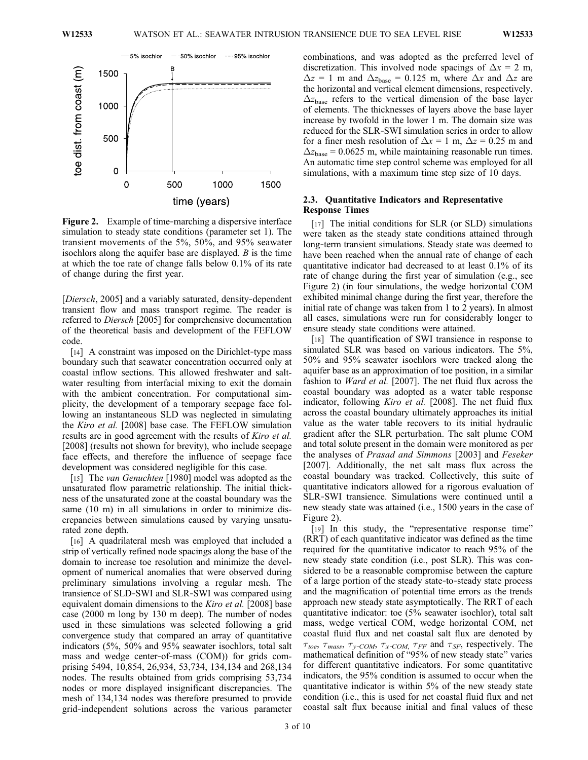**Figure 2.** Example of time-marching a dispersive interface simulation to steady state conditions (parameter set 1). The transient movements of the 5%, 50%, and 95% seawater isochlors along the aquifer base are displayed. *B* is the time at which the toe rate of change falls below 0.1% of its rate of change during the first year.

[*Diersch*, 2005] and a variably saturated, density-dependent transient flow and mass transport regime. The reader is referred to *Diersch* [2005] for comprehensive documentation of the theoretical basis and development of the FEFLOW code.

[14] A constraint was imposed on the Dirichlet-type mass boundary such that seawater concentration occurred only at coastal inflow sections. This allowed freshwater and saltwater resulting from interfacial mixing to exit the domain with the ambient concentration. For computational simplicity, the development of a temporary seepage face following an instantaneous SLD was neglected in simulating the *Kiro et al.* [2008] base case. The FEFLOW simulation results are in good agreement with the results of *Kiro et al.* [2008] (results not shown for brevity), who include seepage face effects, and therefore the influence of seepage face development was considered negligible for this case.

[15] The *van Genuchten* [1980] model was adopted as the unsaturated flow parametric relationship. The initial thickness of the unsaturated zone at the coastal boundary was the same (10 m) in all simulations in order to minimize discrepancies between simulations caused by varying unsaturated zone depth.

[16] A quadrilateral mesh was employed that included a strip of vertically refined node spacings along the base of the domain to increase toe resolution and minimize the development of numerical anomalies that were observed during preliminary simulations involving a regular mesh. The transience of SLD-SWI and SLR-SWI was compared using equivalent domain dimensions to the *Kiro et al.* [2008] base case (2000 m long by 130 m deep). The number of nodes used in these simulations was selected following a grid convergence study that compared an array of quantitative indicators (5%, 50% and 95% seawater isochlors, total salt mass and wedge center-of-mass (COM)) for grids comprising 5494, 10,854, 26,934, 53,734, 134,134 and 268,134 nodes. The results obtained from grids comprising 53,734 nodes or more displayed insignificant discrepancies. The mesh of 134,134 nodes was therefore presumed to provide grid-independent solutions across the various parameter combinations, and was adopted as the preferred level of discretization. This involved node spacings of $\Delta x = 2$ m, $\Delta z = 1$ m and $\Delta z_{\text{base}} = 0.125$ m, where $\Delta x$ and $\Delta z$ are the horizontal and vertical element dimensions, respectively. $\Delta z_{\text{base}}$ refers to the vertical dimension of the base layer of elements. The thicknesses of layers above the base layer increase by twofold in the lower 1 m. The domain size was reduced for the SLR-SWI simulation series in order to allow for a finer mesh resolution of $\Delta x = 1$ m, $\Delta z = 0.25$ m and $\Delta z_{\text{base}} = 0.0625$ m, while maintaining reasonable run times. An automatic time step control scheme was employed for all simulations, with a maximum time step size of 10 days.

### 2.3. Quantitative Indicators and Representative Response Times

[17] The initial conditions for SLR (or SLD) simulations were taken as the steady state conditions attained through long-term transient simulations. Steady state was deemed to have been reached when the annual rate of change of each quantitative indicator had decreased to at least 0.1% of its rate of change during the first year of simulation (e.g., see Figure 2) (in four simulations, the wedge horizontal COM exhibited minimal change during the first year, therefore the initial rate of change was taken from 1 to 2 years). In almost all cases, simulations were run for considerably longer to ensure steady state conditions were attained.

[18] The quantification of SWI transience in response to simulated SLR was based on various indicators. The 5%, 50% and 95% seawater isochlors were tracked along the aquifer base as an approximation of toe position, in a similar fashion to *Ward et al.* [2007]. The net fluid flux across the coastal boundary was adopted as a water table response indicator, following *Kiro et al.* [2008]. The net fluid flux across the coastal boundary ultimately approaches its initial value as the water table recovers to its initial hydraulic gradient after the SLR perturbation. The salt plume COM and total solute present in the domain were monitored as per the analyses of *Prasad and Simmons* [2003] and *Feseker* [2007]. Additionally, the net salt mass flux across the coastal boundary was tracked. Collectively, this suite of quantitative indicators allowed for a rigorous evaluation of SLR-SWI transience. Simulations were continued until a new steady state was attained (i.e., 1500 years in the case of Figure 2).

[19] In this study, the "representative response time" (RRT) of each quantitative indicator was defined as the time required for the quantitative indicator to reach 95% of the new steady state condition (i.e., post SLR). This was considered to be a reasonable compromise between the capture of a large portion of the steady state-to-steady state process and the magnification of potential time errors as the trends approach new steady state asymptotically. The RRT of each quantitative indicator: toe (5% seawater isochlor), total salt mass, wedge vertical COM, wedge horizontal COM, net coastal fluid flux and net coastal salt flux are denoted by $\tau_{toe}$, $\tau_{mass}$, $\tau_{y\text{-}COM}$, $\tau_{x\text{-}COM}$, $\tau_{FF}$ and $\tau_{SF}$, respectively. The mathematical definition of "95% of new steady state" varies for different quantitative indicators. For some quantitative indicators, the 95% condition is assumed to occur when the quantitative indicator is within 5% of the new steady state condition (i.e., this is used for net coastal fluid flux and net coastal salt flux because initial and final values of these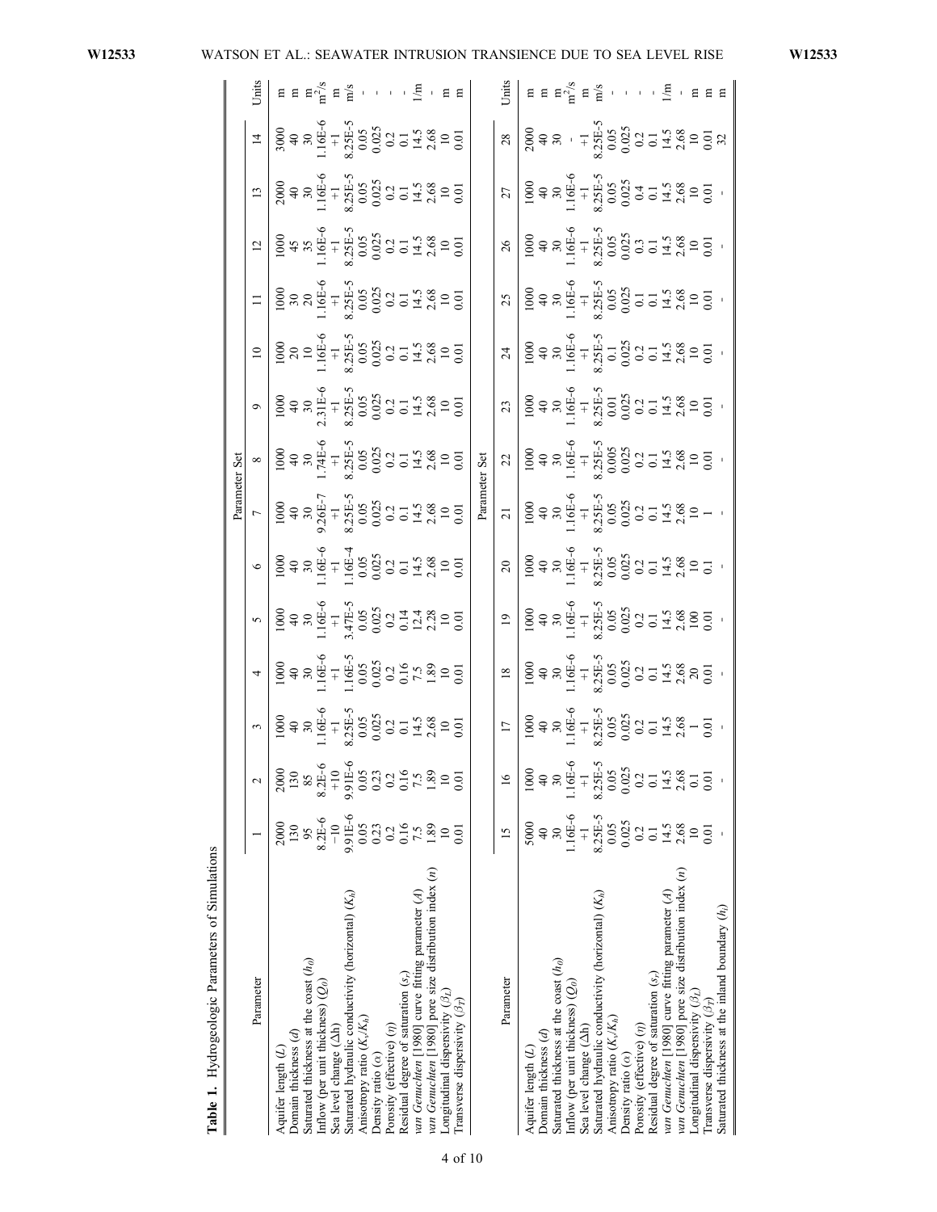**Table 1.** Hydrogeologic Parameters of Simulations

| Parameter | 1 | 2 | 3 | 4 | 5 | 6 | 7 | 8 | 9 | 10 | 11 | 12 | 13 | 14 | Units |
|---|---|---|---|---|---|---|---|---|---|---|---|---|---|---|---|
| Aquifer length ($L$) | 2000 | 2000 | 1000 | 1000 | 1000 | 1000 | 1000 | 1000 | 1000 | 1000 | 1000 | 1000 | 2000 | 3000 | m |
| Domain thickness ($d$) | 130 | 130 | 40 | 40 | 40 | 40 | 40 | 40 | 40 | 20 | 30 | 45 | 40 | 40 | m |
| Saturated thickness at the coast ($h_0$) | 95 | 85 | 30 | 30 | 30 | 30 | 30 | 30 | 30 | 10 | 20 | 35 | 30 | 30 | m |
| Inflow (per unit thickness) ($Q_0$) | 8.2E-6 | 8.2E-6 | 1.16E-6 | 1.16E-6 | 1.16E-6 | 1.16E-6 | 9.26E-7 | 1.74E-6 | 2.31E-6 | 1.16E-6 | 1.16E-6 | 1.16E-6 | 1.16E-6 | 1.16E-6 | $m^2/s$ |
| Sea level change ($\Delta h$) | −10 | +10 | +1 | +1 | +1 | +1 | +1 | +1 | +1 | +1 | +1 | +1 | +1 | +1 | m |
| Saturated hydraulic conductivity (horizontal) ($K_h$) | 9.91E-6 | 9.91E-6 | 8.25E-5 | 1.16E-5 | 3.47E-5 | 1.16E-4 | 8.25E-5 | 8.25E-5 | 8.25E-5 | 8.25E-5 | 8.25E-5 | 8.25E-5 | 8.25E-5 | 8.25E-5 | m/s |
| Anisotropy ratio ($K_v/K_h$) | 0.05 | 0.05 | 0.05 | 0.05 | 0.05 | 0.05 | 0.05 | 0.05 | 0.05 | 0.05 | 0.05 | 0.05 | 0.05 | 0.05 | - |
| Density ratio ($\alpha$) | 0.23 | 0.23 | 0.025 | 0.025 | 0.025 | 0.025 | 0.025 | 0.025 | 0.025 | 0.025 | 0.025 | 0.025 | 0.025 | 0.025 | - |
| Porosity (effective) ($\eta$) | 0.2 | 0.2 | 0.2 | 0.2 | 0.2 | 0.2 | 0.2 | 0.2 | 0.2 | 0.2 | 0.2 | 0.2 | 0.2 | 0.2 | - |
| Residual degree of saturation ($s_r$) | 0.16 | 0.16 | 0.1 | 0.16 | 0.14 | 0.1 | 0.1 | 0.1 | 0.1 | 0.1 | 0.1 | 0.1 | 0.1 | 0.1 | - |
| van Genuchten [1980] curve fitting parameter ($A$) | 7.5 | 7.5 | 14.5 | 7.5 | 12.4 | 14.5 | 14.5 | 14.5 | 14.5 | 14.5 | 14.5 | 14.5 | 14.5 | 14.5 | 1/m |
| van Genuchten [1980] pore size distribution index ($n$) | 1.89 | 1.89 | 2.68 | 1.89 | 2.28 | 2.68 | 2.68 | 2.68 | 2.68 | 2.68 | 2.68 | 2.68 | 2.68 | 2.68 | - |
| Longitudinal dispersivity ($\beta_L$) | 10 | 10 | 10 | 10 | 10 | 10 | 10 | 10 | 10 | 10 | 10 | 10 | 10 | 10 | m |
| Transverse dispersivity ($\beta_T$) | 0.01 | 0.01 | 0.01 | 0.01 | 0.01 | 0.01 | 0.01 | 0.01 | 0.01 | 0.01 | 0.01 | 0.01 | 0.01 | 0.01 | m |

| Parameter | 15 | 16 | 17 | 18 | 19 | 20 | 21 | 22 | 23 | 24 | 25 | 26 | 27 | 28 | Units |
|---|---|---|---|---|---|---|---|---|---|---|---|---|---|---|---|
| Aquifer length ($L$) | 5000 | 1000 | 1000 | 1000 | 1000 | 1000 | 1000 | 1000 | 1000 | 1000 | 1000 | 1000 | 1000 | 2000 | m |
| Domain thickness ($d$) | 40 | 40 | 40 | 40 | 40 | 40 | 40 | 40 | 40 | 40 | 40 | 40 | 40 | 40 | m |
| Saturated thickness at the coast ($h_0$) | 30 | 30 | 30 | 30 | 30 | 30 | 30 | 30 | 30 | 30 | 30 | 30 | 30 | 30 | m |
| Inflow (per unit thickness) ($Q_0$) | 1.16E-6 | 1.16E-6 | 1.16E-6 | 1.16E-6 | 1.16E-6 | 1.16E-6 | 1.16E-6 | 1.16E-6 | 1.16E-6 | 1.16E-6 | 1.16E-6 | 1.16E-6 | 1.16E-6 | - | $m^2/s$ |
| Sea level change ($\Delta h$) | +1 | +1 | +1 | +1 | +1 | +1 | +1 | +1 | +1 | +1 | +1 | +1 | +1 | +1 | m |
| Saturated hydraulic conductivity (horizontal) ($K_h$) | 8.25E-5 | 8.25E-5 | 8.25E-5 | 8.25E-5 | 8.25E-5 | 8.25E-5 | 8.25E-5 | 8.25E-5 | 8.25E-5 | 8.25E-5 | 8.25E-5 | 8.25E-5 | 8.25E-5 | 8.25E-5 | m/s |
| Anisotropy ratio ($K_v/K_h$) | 0.05 | 0.05 | 0.05 | 0.05 | 0.05 | 0.05 | 0.05 | 0.005 | 0.01 | 0.1 | 0.05 | 0.05 | 0.05 | 0.05 | - |
| Density ratio ($\alpha$) | 0.025 | 0.025 | 0.025 | 0.025 | 0.025 | 0.025 | 0.025 | 0.025 | 0.025 | 0.025 | 0.025 | 0.025 | 0.025 | 0.025 | - |
| Porosity (effective) ($\eta$) | 0.2 | 0.2 | 0.2 | 0.2 | 0.2 | 0.2 | 0.2 | 0.2 | 0.2 | 0.2 | 0.1 | 0.3 | 0.4 | 0.2 | - |
| Residual degree of saturation ($s_r$) | 0.1 | 0.1 | 0.1 | 0.1 | 0.1 | 0.1 | 0.1 | 0.1 | 0.1 | 0.1 | 0.1 | 0.1 | 0.1 | 0.1 | - |
| van Genuchten [1980] curve fitting parameter ($A$) | 14.5 | 14.5 | 14.5 | 14.5 | 14.5 | 14.5 | 14.5 | 14.5 | 14.5 | 14.5 | 14.5 | 14.5 | 14.5 | 14.5 | 1/m |
| van Genuchten [1980] pore size distribution index ($n$) | 2.68 | 2.68 | 2.68 | 2.68 | 2.68 | 2.68 | 2.68 | 2.68 | 2.68 | 2.68 | 2.68 | 2.68 | 2.68 | 2.68 | - |
| Longitudinal dispersivity ($\beta_L$) | 10 | 0.1 | 1 | 20 | 100 | 10 | 10 | 10 | 10 | 10 | 10 | 10 | 10 | 10 | m |
| Transverse dispersivity ($\beta_T$) | 0.01 | 0.01 | 0.01 | 0.01 | 0.01 | 0.1 | 1 | 0.01 | 0.01 | 0.01 | 0.01 | 0.01 | 0.01 | 0.01 | m |
| Saturated thickness at the inland boundary ($h_l$) | - | - | - | - | - | - | - | - | - | - | - | - | - | 32 | m |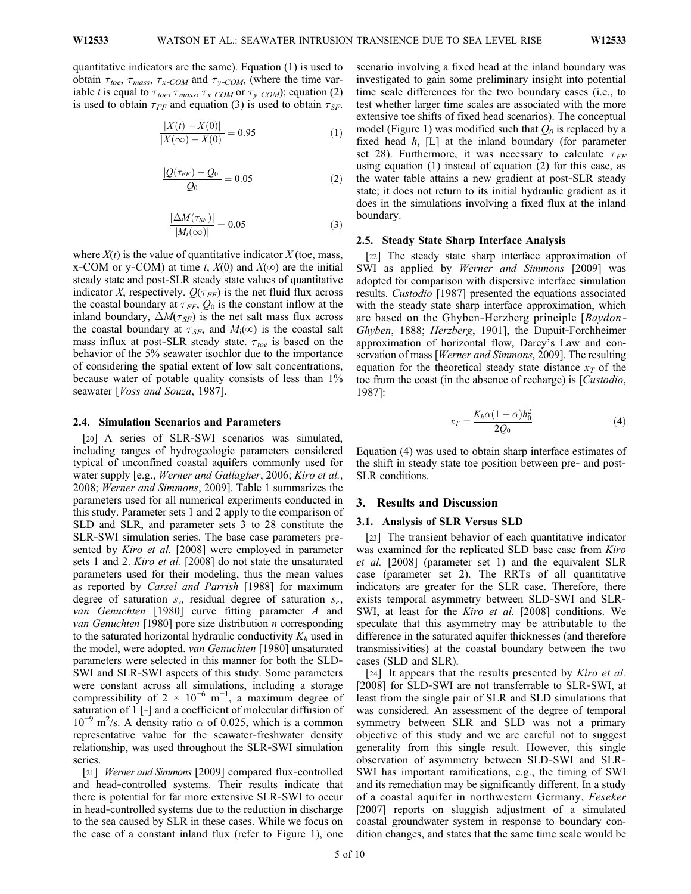quantitative indicators are the same). Equation (1) is used to obtain $\tau_{toe}$, $\tau_{mass}$, $\tau_{x\text{-}COM}$ and $\tau_{y\text{-}COM}$, (where the time variable $t$ is equal to $\tau_{toe}$, $\tau_{mass}$, $\tau_{x\text{-}COM}$ or $\tau_{y\text{-}COM}$); equation (2) is used to obtain $\tau_{FF}$ and equation (3) is used to obtain $\tau_{SF}$.

$$\frac{|X(t) - X(0)|}{|X(\infty) - X(0)|} = 0.95 \tag{1}$$

$$\frac{|Q(\tau_{FF}) - Q_0|}{Q_0} = 0.05 \tag{2}$$

$$\frac{|\Delta M(\tau_{SF})|}{|M_i(\infty)|} = 0.05 \tag{3}$$

where $X(t)$ is the value of quantitative indicator $X$ (toe, mass, x-COM or y-COM) at time $t$, $X(0)$ and $X(\infty)$ are the initial steady state and post-SLR steady state values of quantitative indicator $X$, respectively. $Q(\tau_{FF})$ is the net fluid flux across the coastal boundary at $\tau_{FF}$, $Q_0$ is the constant inflow at the inland boundary, $\Delta M(\tau_{SF})$ is the net salt mass flux across the coastal boundary at $\tau_{SF}$, and $M_i(\infty)$ is the coastal salt mass influx at post-SLR steady state. $\tau_{toe}$ is based on the behavior of the 5% seawater isochlor due to the importance of considering the spatial extent of low salt concentrations, because water of potable quality consists of less than 1% seawater [*Voss and Souza*, 1987].

### 2.4. Simulation Scenarios and Parameters

[20] A series of SLR-SWI scenarios was simulated, including ranges of hydrogeologic parameters considered typical of unconfined coastal aquifers commonly used for water supply [e.g., *Werner and Gallagher*, 2006; *Kiro et al.*, 2008; *Werner and Simmons*, 2009]. Table 1 summarizes the parameters used for all numerical experiments conducted in this study. Parameter sets 1 and 2 apply to the comparison of SLD and SLR, and parameter sets 3 to 28 constitute the SLR-SWI simulation series. The base case parameters presented by *Kiro et al.* [2008] were employed in parameter sets 1 and 2. *Kiro et al.* [2008] do not state the unsaturated parameters used for their modeling, thus the mean values as reported by *Carsel and Parrish* [1988] for maximum degree of saturation $s_s$, residual degree of saturation $s_r$, *van Genuchten* [1980] curve fitting parameter $A$ and *van Genuchten* [1980] pore size distribution $n$ corresponding to the saturated horizontal hydraulic conductivity $K_h$ used in the model, were adopted. *van Genuchten* [1980] unsaturated parameters were selected in this manner for both the SLD-SWI and SLR-SWI aspects of this study. Some parameters were constant across all simulations, including a storage compressibility of $2 \times 10^{-6}$ m$^{-1}$, a maximum degree of saturation of 1 [-] and a coefficient of molecular diffusion of $10^{-9}$ m$^2$/s. A density ratio $\alpha$ of 0.025, which is a common representative value for the seawater-freshwater density relationship, was used throughout the SLR-SWI simulation series.

[21] *Werner and Simmons* [2009] compared flux-controlled and head-controlled systems. Their results indicate that there is potential for far more extensive SLR-SWI to occur in head-controlled systems due to the reduction in discharge to the sea caused by SLR in these cases. While we focus on the case of a constant inland flux (refer to Figure 1), one scenario involving a fixed head at the inland boundary was investigated to gain some preliminary insight into potential time scale differences for the two boundary cases (i.e., to test whether larger time scales are associated with the more extensive toe shifts of fixed head scenarios). The conceptual model (Figure 1) was modified such that $Q_0$ is replaced by a fixed head $h_i$ [L] at the inland boundary (for parameter set 28). Furthermore, it was necessary to calculate $\tau_{FF}$ using equation (1) instead of equation (2) for this case, as the water table attains a new gradient at post-SLR steady state; it does not return to its initial hydraulic gradient as it does in the simulations involving a fixed flux at the inland boundary.

### 2.5. Steady State Sharp Interface Analysis

[22] The steady state sharp interface approximation of SWI as applied by *Werner and Simmons* [2009] was adopted for comparison with dispersive interface simulation results. *Custodio* [1987] presented the equations associated with the steady state sharp interface approximation, which are based on the Ghyben-Herzberg principle [*Baydon-Ghyben*, 1888; *Herzberg*, 1901], the Dupuit-Forchheimer approximation of horizontal flow, Darcy's Law and conservation of mass [*Werner and Simmons*, 2009]. The resulting equation for the theoretical steady state distance $x_T$ of the toe from the coast (in the absence of recharge) is [*Custodio*, 1987]:

$$x_T = \frac{K_h \alpha (1 + \alpha) h_0^2}{2Q_0} \tag{4}$$

Equation (4) was used to obtain sharp interface estimates of the shift in steady state toe position between pre- and post-SLR conditions.

## 3. Results and Discussion

### 3.1. Analysis of SLR Versus SLD

[23] The transient behavior of each quantitative indicator was examined for the replicated SLD base case from *Kiro et al.* [2008] (parameter set 1) and the equivalent SLR case (parameter set 2). The RRTs of all quantitative indicators are greater for the SLR case. Therefore, there exists temporal asymmetry between SLD-SWI and SLR-SWI, at least for the *Kiro et al.* [2008] conditions. We speculate that this asymmetry may be attributable to the difference in the saturated aquifer thicknesses (and therefore transmissivities) at the coastal boundary between the two cases (SLD and SLR).

[24] It appears that the results presented by *Kiro et al.* [2008] for SLD-SWI are not transferrable to SLR-SWI, at least from the single pair of SLR and SLD simulations that was considered. An assessment of the degree of temporal symmetry between SLR and SLD was not a primary objective of this study and we are careful not to suggest generality from this single result. However, this single observation of asymmetry between SLD-SWI and SLR-SWI has important ramifications, e.g., the timing of SWI and its remediation may be significantly different. In a study of a coastal aquifer in northwestern Germany, *Feseker* [2007] reports on sluggish adjustment of a simulated coastal groundwater system in response to boundary condition changes, and states that the same time scale would be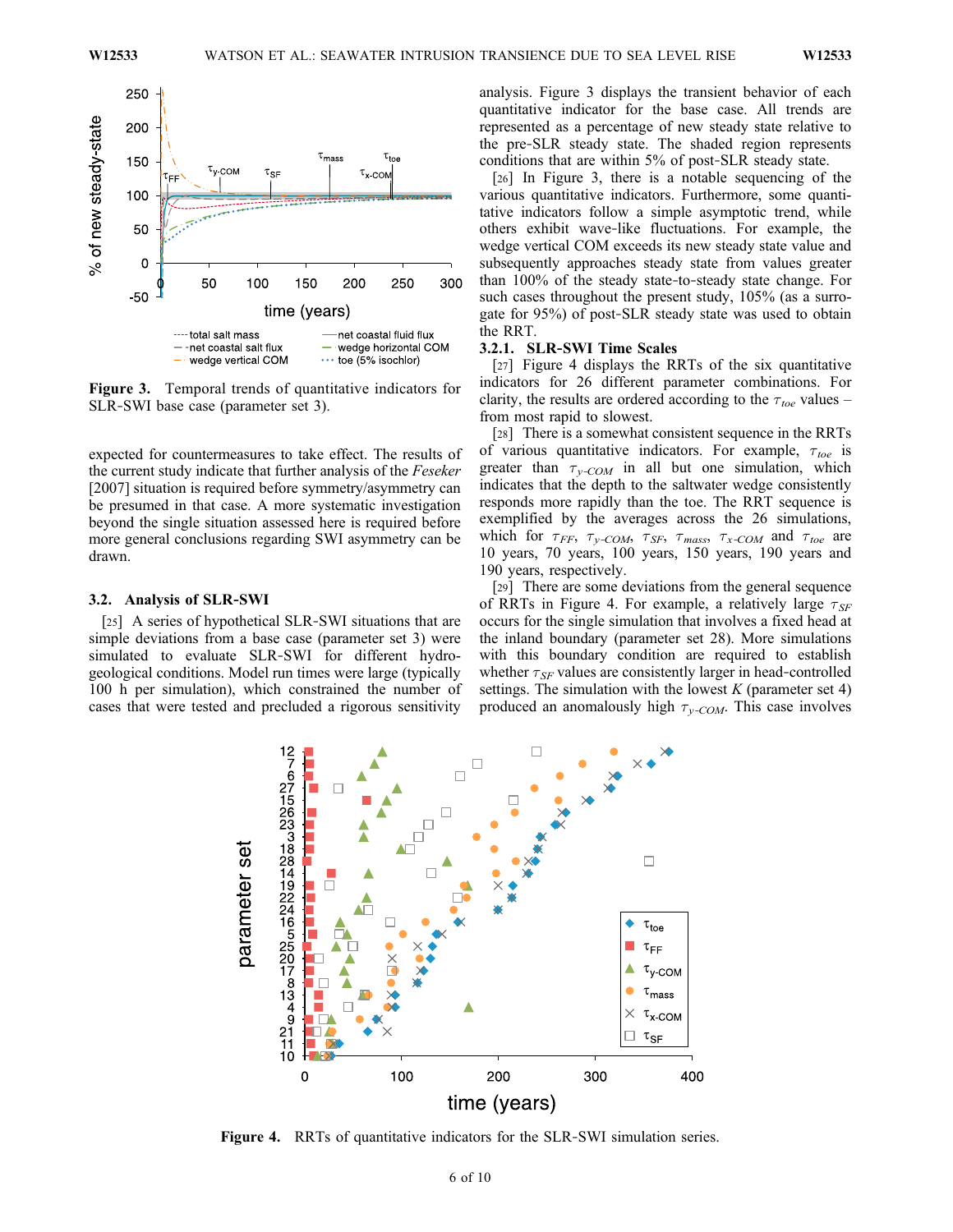Figure 3. Temporal trends of quantitative indicators for SLR-SWI base case (parameter set 3).

expected for countermeasures to take effect. The results of the current study indicate that further analysis of the *Feseker* [2007] situation is required before symmetry/asymmetry can be presumed in that case. A more systematic investigation beyond the single situation assessed here is required before more general conclusions regarding SWI asymmetry can be drawn.

## 3.2. Analysis of SLR-SWI

[25] A series of hypothetical SLR-SWI situations that are simple deviations from a base case (parameter set 3) were simulated to evaluate SLR-SWI for different hydrogeological conditions. Model run times were large (typically 100 h per simulation), which constrained the number of cases that were tested and precluded a rigorous sensitivity analysis. Figure 3 displays the transient behavior of each quantitative indicator for the base case. All trends are represented as a percentage of new steady state relative to the pre-SLR steady state. The shaded region represents conditions that are within 5% of post-SLR steady state.

[26] In Figure 3, there is a notable sequencing of the various quantitative indicators. Furthermore, some quantitative indicators follow a simple asymptotic trend, while others exhibit wave-like fluctuations. For example, the wedge vertical COM exceeds its new steady state value and subsequently approaches steady state from values greater than 100% of the steady state-to-steady state change. For such cases throughout the present study, 105% (as a surrogate for 95%) of post-SLR steady state was used to obtain the RRT.

### 3.2.1. SLR-SWI Time Scales

[27] Figure 4 displays the RRTs of the six quantitative indicators for 26 different parameter combinations. For clarity, the results are ordered according to the $\tau_{toe}$ values – from most rapid to slowest.

[28] There is a somewhat consistent sequence in the RRTs of various quantitative indicators. For example, $\tau_{toe}$ is greater than $\tau_{y\text{-}COM}$ in all but one simulation, which indicates that the depth to the saltwater wedge consistently responds more rapidly than the toe. The RRT sequence is exemplified by the averages across the 26 simulations, which for $\tau_{FF}$, $\tau_{y\text{-}COM}$, $\tau_{SF}$, $\tau_{mass}$, $\tau_{x\text{-}COM}$ and $\tau_{toe}$ are 10 years, 70 years, 100 years, 150 years, 190 years and 190 years, respectively.

[29] There are some deviations from the general sequence of RRTs in Figure 4. For example, a relatively large $\tau_{SF}$ occurs for the single simulation that involves a fixed head at the inland boundary (parameter set 28). More simulations with this boundary condition are required to establish whether $\tau_{SF}$ values are consistently larger in head-controlled settings. The simulation with the lowest $K$ (parameter set 4) produced an anomalously high $\tau_{y\text{-}COM}$. This case involves

Figure 4. RRTs of quantitative indicators for the SLR-SWI simulation series.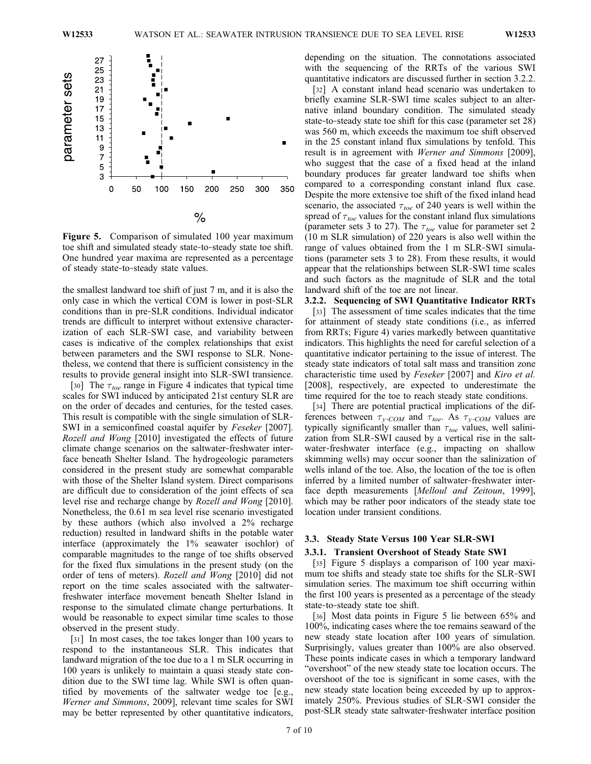**Figure 5.** Comparison of simulated 100 year maximum toe shift and simulated steady state-to-steady state toe shift. One hundred year maxima are represented as a percentage of steady state-to-steady state values.

the smallest landward toe shift of just 7 m, and it is also the only case in which the vertical COM is lower in post-SLR conditions than in pre-SLR conditions. Individual indicator trends are difficult to interpret without extensive characterization of each SLR-SWI case, and variability between cases is indicative of the complex relationships that exist between parameters and the SWI response to SLR. Nonetheless, we contend that there is sufficient consistency in the results to provide general insight into SLR-SWI transience.

[30] The $\tau_{toe}$ range in Figure 4 indicates that typical time scales for SWI induced by anticipated 21st century SLR are on the order of decades and centuries, for the tested cases. This result is compatible with the single simulation of SLR-SWI in a semiconfined coastal aquifer by *Feseker* [2007]. *Rozell and Wong* [2010] investigated the effects of future climate change scenarios on the saltwater-freshwater interface beneath Shelter Island. The hydrogeologic parameters considered in the present study are somewhat comparable with those of the Shelter Island system. Direct comparisons are difficult due to consideration of the joint effects of sea level rise and recharge change by *Rozell and Wong* [2010]. Nonetheless, the 0.61 m sea level rise scenario investigated by these authors (which also involved a 2% recharge reduction) resulted in landward shifts in the potable water interface (approximately the 1% seawater isochlor) of comparable magnitudes to the range of toe shifts observed for the fixed flux simulations in the present study (on the order of tens of meters). *Rozell and Wong* [2010] did not report on the time scales associated with the saltwater-freshwater interface movement beneath Shelter Island in response to the simulated climate change perturbations. It would be reasonable to expect similar time scales to those observed in the present study.

[31] In most cases, the toe takes longer than 100 years to respond to the instantaneous SLR. This indicates that landward migration of the toe due to a 1 m SLR occurring in 100 years is unlikely to maintain a quasi steady state condition due to the SWI time lag. While SWI is often quantified by movements of the saltwater wedge toe [e.g., *Werner and Simmons*, 2009], relevant time scales for SWI may be better represented by other quantitative indicators, depending on the situation. The connotations associated with the sequencing of the RRTs of the various SWI quantitative indicators are discussed further in section 3.2.2.

[32] A constant inland head scenario was undertaken to briefly examine SLR-SWI time scales subject to an alternative inland boundary condition. The simulated steady state-to-steady state toe shift for this case (parameter set 28) was 560 m, which exceeds the maximum toe shift observed in the 25 constant inland flux simulations by tenfold. This result is in agreement with *Werner and Simmons* [2009], who suggest that the case of a fixed head at the inland boundary produces far greater landward toe shifts when compared to a corresponding constant inland flux case. Despite the more extensive toe shift of the fixed inland head scenario, the associated $\tau_{toe}$ of 240 years is well within the spread of $\tau_{toe}$ values for the constant inland flux simulations (parameter sets 3 to 27). The $\tau_{toe}$ value for parameter set 2 (10 m SLR simulation) of 220 years is also well within the range of values obtained from the 1 m SLR-SWI simulations (parameter sets 3 to 28). From these results, it would appear that the relationships between SLR-SWI time scales and such factors as the magnitude of SLR and the total landward shift of the toe are not linear.

### 3.2.2. Sequencing of SWI Quantitative Indicator RRTs

[33] The assessment of time scales indicates that the time for attainment of steady state conditions (i.e., as inferred from RRTs; Figure 4) varies markedly between quantitative indicators. This highlights the need for careful selection of a quantitative indicator pertaining to the issue of interest. The steady state indicators of total salt mass and transition zone characteristic time used by *Feseker* [2007] and *Kiro et al.* [2008], respectively, are expected to underestimate the time required for the toe to reach steady state conditions.

[34] There are potential practical implications of the differences between $\tau_{y\text{-}COM}$ and $\tau_{toe}$. As $\tau_{y\text{-}COM}$ values are typically significantly smaller than $\tau_{toe}$ values, well salinization from SLR-SWI caused by a vertical rise in the saltwater-freshwater interface (e.g., impacting on shallow skimming wells) may occur sooner than the salinization of wells inland of the toe. Also, the location of the toe is often inferred by a limited number of saltwater-freshwater interface depth measurements [*Melloul and Zeitoun*, 1999], which may be rather poor indicators of the steady state toe location under transient conditions.

## 3.3. Steady State Versus 100 Year SLR-SWI

### 3.3.1. Transient Overshoot of Steady State SWI

[35] Figure 5 displays a comparison of 100 year maximum toe shifts and steady state toe shifts for the SLR-SWI simulation series. The maximum toe shift occurring within the first 100 years is presented as a percentage of the steady state-to-steady state toe shift.

[36] Most data points in Figure 5 lie between 65% and 100%, indicating cases where the toe remains seaward of the new steady state location after 100 years of simulation. Surprisingly, values greater than 100% are also observed. These points indicate cases in which a temporary landward "overshoot" of the new steady state toe location occurs. The overshoot of the toe is significant in some cases, with the new steady state location being exceeded by up to approximately 250%. Previous studies of SLR-SWI consider the post-SLR steady state saltwater-freshwater interface position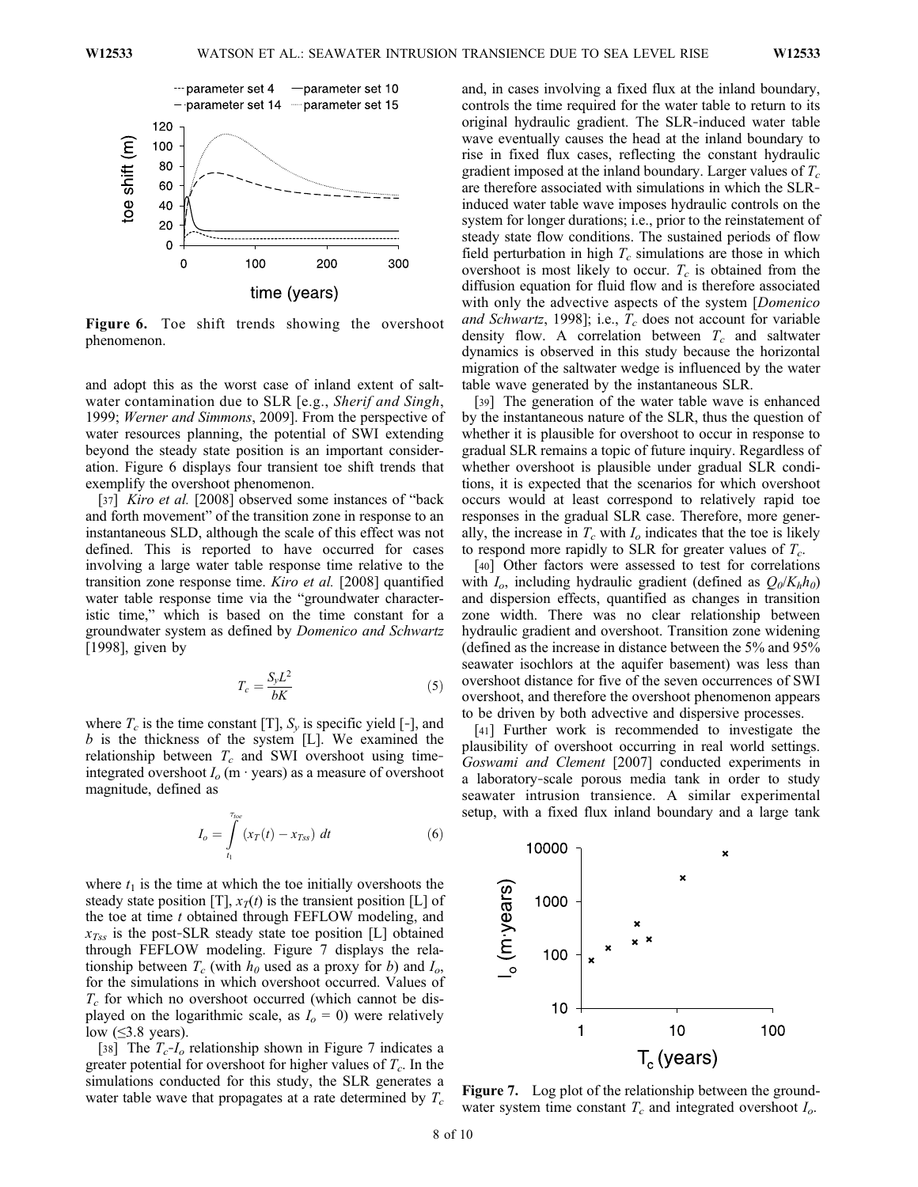Figure 6. Toe shift trends showing the overshoot phenomenon.

and adopt this as the worst case of inland extent of saltwater contamination due to SLR [e.g., *Sherif and Singh*, 1999; *Werner and Simmons*, 2009]. From the perspective of water resources planning, the potential of SWI extending beyond the steady state position is an important consideration. Figure 6 displays four transient toe shift trends that exemplify the overshoot phenomenon.

[37] *Kiro et al.* [2008] observed some instances of "back and forth movement" of the transition zone in response to an instantaneous SLD, although the scale of this effect was not defined. This is reported to have occurred for cases involving a large water table response time relative to the transition zone response time. *Kiro et al.* [2008] quantified water table response time via the "groundwater characteristic time," which is based on the time constant for a groundwater system as defined by *Domenico and Schwartz* [1998], given by

$$T_c = \frac{S_y L^2}{bK} \quad (5)$$

where $T_c$ is the time constant [T], $S_y$ is specific yield [-], and $b$ is the thickness of the system [L]. We examined the relationship between $T_c$ and SWI overshoot using time-integrated overshoot $I_o$ (m · years) as a measure of overshoot magnitude, defined as

$$I_o = \int_{t_1}^{\tau_{toe}} (x_T(t) - x_{Tss})\, dt \quad (6)$$

where $t_1$ is the time at which the toe initially overshoots the steady state position [T], $x_T(t)$ is the transient position [L] of the toe at time $t$ obtained through FEFLOW modeling, and $x_{Tss}$ is the post-SLR steady state toe position [L] obtained through FEFLOW modeling. Figure 7 displays the relationship between $T_c$ (with $h_0$ used as a proxy for $b$) and $I_o$, for the simulations in which overshoot occurred. Values of $T_c$ for which no overshoot occurred (which cannot be displayed on the logarithmic scale, as $I_o = 0$) were relatively low (≤3.8 years).

[38] The $T_c$-$I_o$ relationship shown in Figure 7 indicates a greater potential for overshoot for higher values of $T_c$. In the simulations conducted for this study, the SLR generates a water table wave that propagates at a rate determined by $T_c$ and, in cases involving a fixed flux at the inland boundary, controls the time required for the water table to return to its original hydraulic gradient. The SLR-induced water table wave eventually causes the head at the inland boundary to rise in fixed flux cases, reflecting the constant hydraulic gradient imposed at the inland boundary. Larger values of $T_c$ are therefore associated with simulations in which the SLR-induced water table wave imposes hydraulic controls on the system for longer durations; i.e., prior to the reinstatement of steady state flow conditions. The sustained periods of flow field perturbation in high $T_c$ simulations are those in which overshoot is most likely to occur. $T_c$ is obtained from the diffusion equation for fluid flow and is therefore associated with only the advective aspects of the system [*Domenico and Schwartz*, 1998]; i.e., $T_c$ does not account for variable density flow. A correlation between $T_c$ and saltwater dynamics is observed in this study because the horizontal migration of the saltwater wedge is influenced by the water table wave generated by the instantaneous SLR.

[39] The generation of the water table wave is enhanced by the instantaneous nature of the SLR, thus the question of whether it is plausible for overshoot to occur in response to gradual SLR remains a topic of future inquiry. Regardless of whether overshoot is plausible under gradual SLR conditions, it is expected that the scenarios for which overshoot occurs would at least correspond to relatively rapid toe responses in the gradual SLR case. Therefore, more generally, the increase in $T_c$ with $I_o$ indicates that the toe is likely to respond more rapidly to SLR for greater values of $T_c$.

[40] Other factors were assessed to test for correlations with $I_o$, including hydraulic gradient (defined as $Q_0/K_h h_0$) and dispersion effects, quantified as changes in transition zone width. There was no clear relationship between hydraulic gradient and overshoot. Transition zone widening (defined as the increase in distance between the 5% and 95% seawater isochlors at the aquifer basement) was less than overshoot distance for five of the seven occurrences of SWI overshoot, and therefore the overshoot phenomenon appears to be driven by both advective and dispersive processes.

[41] Further work is recommended to investigate the plausibility of overshoot occurring in real world settings. *Goswami and Clement* [2007] conducted experiments in a laboratory-scale porous media tank in order to study seawater intrusion transience. A similar experimental setup, with a fixed flux inland boundary and a large tank

Figure 7. Log plot of the relationship between the groundwater system time constant $T_c$ and integrated overshoot $I_o$.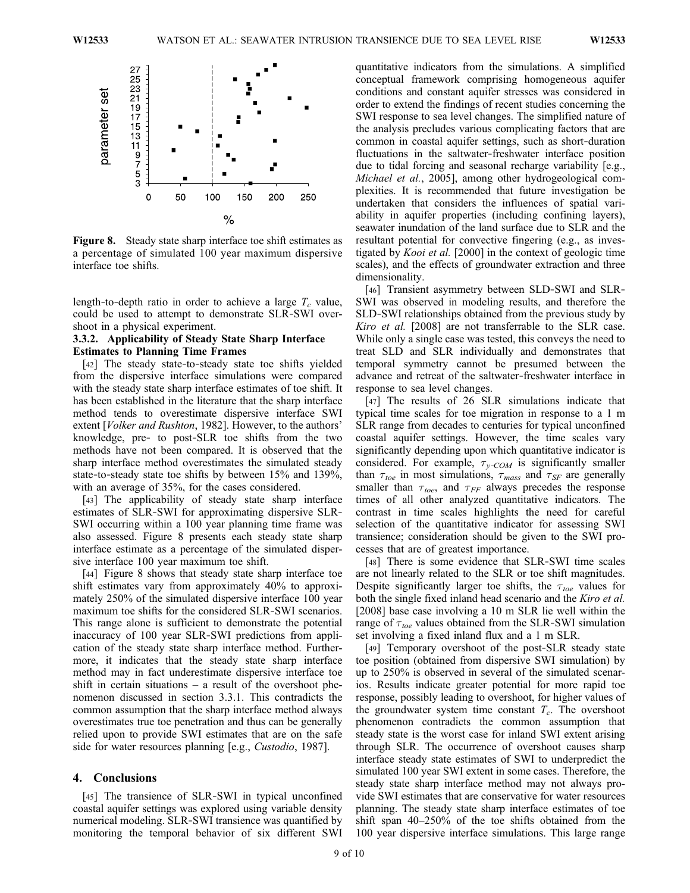**Figure 8.** Steady state sharp interface toe shift estimates as a percentage of simulated 100 year maximum dispersive interface toe shifts.

length-to-depth ratio in order to achieve a large $T_c$ value, could be used to attempt to demonstrate SLR-SWI overshoot in a physical experiment.

### 3.3.2. Applicability of Steady State Sharp Interface Estimates to Planning Time Frames

[42] The steady state-to-steady state toe shifts yielded from the dispersive interface simulations were compared with the steady state sharp interface estimates of toe shift. It has been established in the literature that the sharp interface method tends to overestimate dispersive interface SWI extent [*Volker and Rushton*, 1982]. However, to the authors' knowledge, pre- to post-SLR toe shifts from the two methods have not been compared. It is observed that the sharp interface method overestimates the simulated steady state-to-steady state toe shifts by between 15% and 139%, with an average of 35%, for the cases considered.

[43] The applicability of steady state sharp interface estimates of SLR-SWI for approximating dispersive SLR-SWI occurring within a 100 year planning time frame was also assessed. Figure 8 presents each steady state sharp interface estimate as a percentage of the simulated dispersive interface 100 year maximum toe shift.

[44] Figure 8 shows that steady state sharp interface toe shift estimates vary from approximately 40% to approximately 250% of the simulated dispersive interface 100 year maximum toe shifts for the considered SLR-SWI scenarios. This range alone is sufficient to demonstrate the potential inaccuracy of 100 year SLR-SWI predictions from application of the steady state sharp interface method. Furthermore, it indicates that the steady state sharp interface method may in fact underestimate dispersive interface toe shift in certain situations – a result of the overshoot phenomenon discussed in section 3.3.1. This contradicts the common assumption that the sharp interface method always overestimates true toe penetration and thus can be generally relied upon to provide SWI estimates that are on the safe side for water resources planning [e.g., *Custodio*, 1987].

## 4. Conclusions

[45] The transience of SLR-SWI in typical unconfined coastal aquifer settings was explored using variable density numerical modeling. SLR-SWI transience was quantified by monitoring the temporal behavior of six different SWI quantitative indicators from the simulations. A simplified conceptual framework comprising homogeneous aquifer conditions and constant aquifer stresses was considered in order to extend the findings of recent studies concerning the SWI response to sea level changes. The simplified nature of the analysis precludes various complicating factors that are common in coastal aquifer settings, such as short-duration fluctuations in the saltwater-freshwater interface position due to tidal forcing and seasonal recharge variability [e.g., *Michael et al.*, 2005], among other hydrogeological complexities. It is recommended that future investigation be undertaken that considers the influences of spatial variability in aquifer properties (including confining layers), seawater inundation of the land surface due to SLR and the resultant potential for convective fingering (e.g., as investigated by *Kooi et al.* [2000] in the context of geologic time scales), and the effects of groundwater extraction and three dimensionality.

[46] Transient asymmetry between SLD-SWI and SLR-SWI was observed in modeling results, and therefore the SLD-SWI relationships obtained from the previous study by *Kiro et al.* [2008] are not transferrable to the SLR case. While only a single case was tested, this conveys the need to treat SLD and SLR individually and demonstrates that temporal symmetry cannot be presumed between the advance and retreat of the saltwater-freshwater interface in response to sea level changes.

[47] The results of 26 SLR simulations indicate that typical time scales for toe migration in response to a 1 m SLR range from decades to centuries for typical unconfined coastal aquifer settings. However, the time scales vary significantly depending upon which quantitative indicator is considered. For example, $\tau_{y\text{-}COM}$ is significantly smaller than $\tau_{toe}$ in most simulations, $\tau_{mass}$ and $\tau_{SF}$ are generally smaller than $\tau_{toe}$, and $\tau_{FF}$ always precedes the response times of all other analyzed quantitative indicators. The contrast in time scales highlights the need for careful selection of the quantitative indicator for assessing SWI transience; consideration should be given to the SWI processes that are of greatest importance.

[48] There is some evidence that SLR-SWI time scales are not linearly related to the SLR or toe shift magnitudes. Despite significantly larger toe shifts, the $\tau_{toe}$ values for both the single fixed inland head scenario and the *Kiro et al.* [2008] base case involving a 10 m SLR lie well within the range of $\tau_{toe}$ values obtained from the SLR-SWI simulation set involving a fixed inland flux and a 1 m SLR.

[49] Temporary overshoot of the post-SLR steady state toe position (obtained from dispersive SWI simulation) by up to 250% is observed in several of the simulated scenarios. Results indicate greater potential for more rapid toe response, possibly leading to overshoot, for higher values of the groundwater system time constant $T_c$. The overshoot phenomenon contradicts the common assumption that steady state is the worst case for inland SWI extent arising through SLR. The occurrence of overshoot causes sharp interface steady state estimates of SWI to underpredict the simulated 100 year SWI extent in some cases. Therefore, the steady state sharp interface method may not always provide SWI estimates that are conservative for water resources planning. The steady state sharp interface estimates of toe shift span 40–250% of the toe shifts obtained from the 100 year dispersive interface simulations. This large range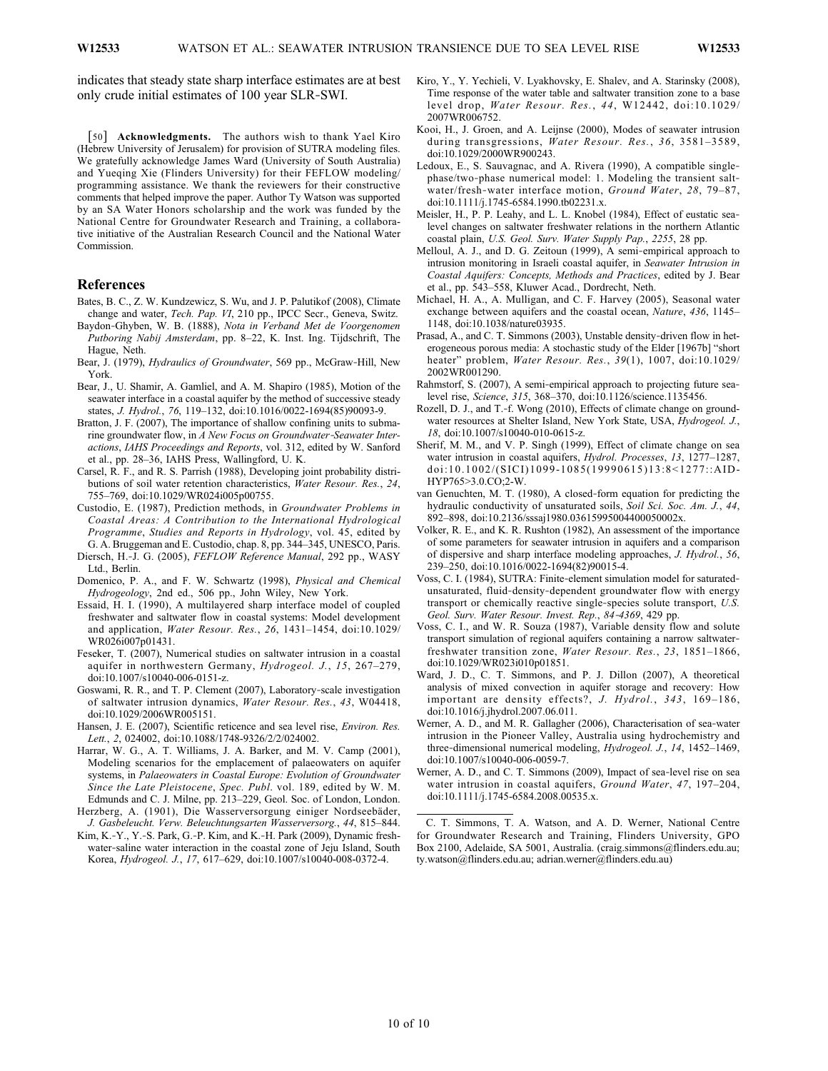indicates that steady state sharp interface estimates are at best only crude initial estimates of 100 year SLR-SWI.

[50] **Acknowledgments.** The authors wish to thank Yael Kiro (Hebrew University of Jerusalem) for provision of SUTRA modeling files. We gratefully acknowledge James Ward (University of South Australia) and Yueqing Xie (Flinders University) for their FEFLOW modeling/programming assistance. We thank the reviewers for their constructive comments that helped improve the paper. Author Ty Watson was supported by an SA Water Honors scholarship and the work was funded by the National Centre for Groundwater Research and Training, a collaborative initiative of the Australian Research Council and the National Water Commission.

## References

Bates, B. C., Z. W. Kundzewicz, S. Wu, and J. P. Palutikof (2008), Climate change and water, *Tech. Pap. VI*, 210 pp., IPCC Secr., Geneva, Switz.

Baydon-Ghyben, W. B. (1888), *Nota in Verband Met de Voorgenomen Putboring Nabij Amsterdam*, pp. 8–22, K. Inst. Ing. Tijdschrift, The Hague, Neth.

Bear, J. (1979), *Hydraulics of Groundwater*, 569 pp., McGraw-Hill, New York.

Bear, J., U. Shamir, A. Gamliel, and A. M. Shapiro (1985), Motion of the seawater interface in a coastal aquifer by the method of successive steady states, *J. Hydrol.*, *76*, 119–132, doi:10.1016/0022-1694(85)90093-9.

Bratton, J. F. (2007), The importance of shallow confining units to submarine groundwater flow, in *A New Focus on Groundwater-Seawater Interactions*, *IAHS Proceedings and Reports*, vol. 312, edited by W. Sanford et al., pp. 28–36, IAHS Press, Wallingford, U. K.

Carsel, R. F., and R. S. Parrish (1988), Developing joint probability distributions of soil water retention characteristics, *Water Resour. Res.*, *24*, 755–769, doi:10.1029/WR024i005p00755.

Custodio, E. (1987), Prediction methods, in *Groundwater Problems in Coastal Areas: A Contribution to the International Hydrological Programme*, *Studies and Reports in Hydrology*, vol. 45, edited by G. A. Bruggeman and E. Custodio, chap. 8, pp. 344–345, UNESCO, Paris.

Diersch, H.-J. G. (2005), *FEFLOW Reference Manual*, 292 pp., WASY Ltd., Berlin.

Domenico, P. A., and F. W. Schwartz (1998), *Physical and Chemical Hydrogeology*, 2nd ed., 506 pp., John Wiley, New York.

Essaid, H. I. (1990), A multilayered sharp interface model of coupled freshwater and saltwater flow in coastal systems: Model development and application, *Water Resour. Res.*, *26*, 1431–1454, doi:10.1029/WR026i007p01431.

Feseker, T. (2007), Numerical studies on saltwater intrusion in a coastal aquifer in northwestern Germany, *Hydrogeol. J.*, *15*, 267–279, doi:10.1007/s10040-006-0151-z.

Goswami, R. R., and T. P. Clement (2007), Laboratory-scale investigation of saltwater intrusion dynamics, *Water Resour. Res.*, *43*, W04418, doi:10.1029/2006WR005151.

Hansen, J. E. (2007), Scientific reticence and sea level rise, *Environ. Res. Lett.*, *2*, 024002, doi:10.1088/1748-9326/2/2/024002.

Harrar, W. G., A. T. Williams, J. A. Barker, and M. V. Camp (2001), Modeling scenarios for the emplacement of palaeowaters on aquifer systems, in *Palaeowaters in Coastal Europe: Evolution of Groundwater Since the Late Pleistocene*, *Spec. Publ.* vol. 189, edited by W. M. Edmunds and C. J. Milne, pp. 213–229, Geol. Soc. of London, London.

Herzberg, A. (1901), Die Wasserversorgung einiger Nordseebäder, *J. Gasbeleucht. Verw. Beleuchtungsarten Wasserversorg.*, *44*, 815–844.

Kim, K.-Y., Y.-S. Park, G.-P. Kim, and K.-H. Park (2009), Dynamic freshwater-saline water interaction in the coastal zone of Jeju Island, South Korea, *Hydrogeol. J.*, *17*, 617–629, doi:10.1007/s10040-008-0372-4.

Kiro, Y., Y. Yechieli, V. Lyakhovsky, E. Shalev, and A. Starinsky (2008), Time response of the water table and saltwater transition zone to a base level drop, *Water Resour. Res.*, *44*, W12442, doi:10.1029/2007WR006752.

Kooi, H., J. Groen, and A. Leijnse (2000), Modes of seawater intrusion during transgressions, *Water Resour. Res.*, *36*, 3581–3589, doi:10.1029/2000WR900243.

Ledoux, E., S. Sauvagnac, and A. Rivera (1990), A compatible single-phase/two-phase numerical model: 1. Modeling the transient salt-water/fresh-water interface motion, *Ground Water*, *28*, 79–87, doi:10.1111/j.1745-6584.1990.tb02231.x.

Meisler, H., P. P. Leahy, and L. L. Knobel (1984), Effect of eustatic sea-level changes on saltwater freshwater relations in the northern Atlantic coastal plain, *U.S. Geol. Surv. Water Supply Pap.*, *2255*, 28 pp.

Melloul, A. J., and D. G. Zeitoun (1999), A semi-empirical approach to intrusion monitoring in Israeli coastal aquifer, in *Seawater Intrusion in Coastal Aquifers: Concepts, Methods and Practices*, edited by J. Bear et al., pp. 543–558, Kluwer Acad., Dordrecht, Neth.

Michael, H. A., A. Mulligan, and C. F. Harvey (2005), Seasonal water exchange between aquifers and the coastal ocean, *Nature*, *436*, 1145–1148, doi:10.1038/nature03935.

Prasad, A., and C. T. Simmons (2003), Unstable density-driven flow in heterogeneous porous media: A stochastic study of the Elder [1967b] "short heater" problem, *Water Resour. Res.*, *39*(1), 1007, doi:10.1029/2002WR001290.

Rahmstorf, S. (2007), A semi-empirical approach to projecting future sea-level rise, *Science*, *315*, 368–370, doi:10.1126/science.1135456.

Rozell, D. J., and T.-f. Wong (2010), Effects of climate change on groundwater resources at Shelter Island, New York State, USA, *Hydrogeol. J.*, *18*, doi:10.1007/s10040-010-0615-z.

Sherif, M. M., and V. P. Singh (1999), Effect of climate change on sea water intrusion in coastal aquifers, *Hydrol. Processes*, *13*, 1277–1287, doi:10.1002/(SICI)1099-1085(19990615)13:8<1277::AID-HYP765>3.0.CO;2-W.

van Genuchten, M. T. (1980), A closed-form equation for predicting the hydraulic conductivity of unsaturated soils, *Soil Sci. Soc. Am. J.*, *44*, 892–898, doi:10.2136/sssaj1980.03615995004400050002x.

Volker, R. E., and K. R. Rushton (1982), An assessment of the importance of some parameters for seawater intrusion in aquifers and a comparison of dispersive and sharp interface modeling approaches, *J. Hydrol.*, *56*, 239–250, doi:10.1016/0022-1694(82)90015-4.

Voss, C. I. (1984), SUTRA: Finite-element simulation model for saturated-unsaturated, fluid-density-dependent groundwater flow with energy transport or chemically reactive single-species solute transport, *U.S. Geol. Surv. Water Resour. Invest. Rep.*, *84-4369*, 429 pp.

Voss, C. I., and W. R. Souza (1987), Variable density flow and solute transport simulation of regional aquifers containing a narrow saltwater-freshwater transition zone, *Water Resour. Res.*, *23*, 1851–1866, doi:10.1029/WR023i010p01851.

Ward, J. D., C. T. Simmons, and P. J. Dillon (2007), A theoretical analysis of mixed convection in aquifer storage and recovery: How important are density effects?, *J. Hydrol.*, *343*, 169–186, doi:10.1016/j.jhydrol.2007.06.011.

Werner, A. D., and M. R. Gallagher (2006), Characterisation of sea-water intrusion in the Pioneer Valley, Australia using hydrochemistry and three-dimensional numerical modeling, *Hydrogeol. J.*, *14*, 1452–1469, doi:10.1007/s10040-006-0059-7.

Werner, A. D., and C. T. Simmons (2009), Impact of sea-level rise on sea water intrusion in coastal aquifers, *Ground Water*, *47*, 197–204, doi:10.1111/j.1745-6584.2008.00535.x.

---

C. T. Simmons, T. A. Watson, and A. D. Werner, National Centre for Groundwater Research and Training, Flinders University, GPO Box 2100, Adelaide, SA 5001, Australia. (craig.simmons@flinders.edu.au; ty.watson@flinders.edu.au; adrian.werner@flinders.edu.au)